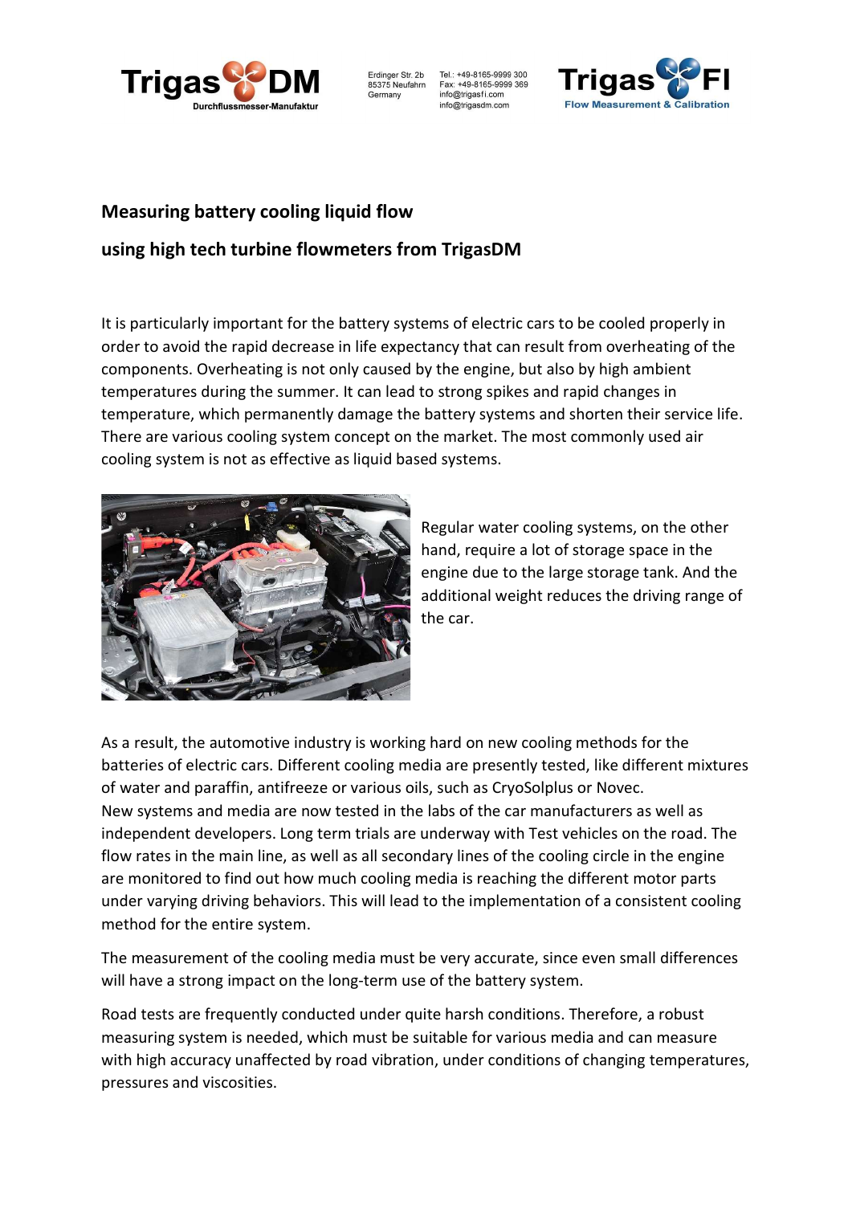# Measuring battery cooling liquid flow

# using high tech turbine flowmeters from TrigasDM

It is particularly important for the battery systems of electric cars to be cooled properly in order to avoid the rapid decrease in life expectancy that can result from overheating of the components. Overheating is not only caused by the engine, but also by high ambient temperatures during the summer. It can lead to strong spikes and rapid changes in temperature, which permanently damage the battery systems and shorten their service life. There are various cooling system concept on the market. The most commonly used air cooling system is not as effective as liquid based systems.

Regular water cooling systems, on the other hand, require a lot of storage space in the engine due to the large storage tank. And the additional weight reduces the driving range of the car.

As a result, the automotive industry is working hard on new cooling methods for the batteries of electric cars. Different cooling media are presently tested, like different mixtures of water and paraffin, antifreeze or various oils, such as CryoSolplus or Novec.
New systems and media are now tested in the labs of the car manufacturers as well as independent developers. Long term trials are underway with Test vehicles on the road. The flow rates in the main line, as well as all secondary lines of the cooling circle in the engine are monitored to find out how much cooling media is reaching the different motor parts under varying driving behaviors. This will lead to the implementation of a consistent cooling method for the entire system.

The measurement of the cooling media must be very accurate, since even small differences will have a strong impact on the long-term use of the battery system.

Road tests are frequently conducted under quite harsh conditions. Therefore, a robust measuring system is needed, which must be suitable for various media and can measure with high accuracy unaffected by road vibration, under conditions of changing temperatures, pressures and viscosities.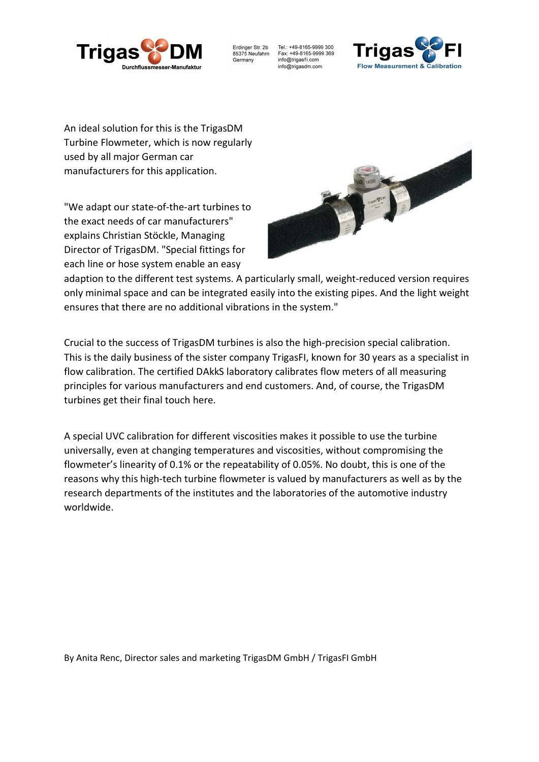An ideal solution for this is the TrigasDM Turbine Flowmeter, which is now regularly used by all major German car manufacturers for this application.

"We adapt our state-of-the-art turbines to the exact needs of car manufacturers" explains Christian Stöckle, Managing Director of TrigasDM. "Special fittings for each line or hose system enable an easy adaption to the different test systems. A particularly small, weight-reduced version requires only minimal space and can be integrated easily into the existing pipes. And the light weight ensures that there are no additional vibrations in the system."

Crucial to the success of TrigasDM turbines is also the high-precision special calibration. This is the daily business of the sister company TrigasFI, known for 30 years as a specialist in flow calibration. The certified DAkkS laboratory calibrates flow meters of all measuring principles for various manufacturers and end customers. And, of course, the TrigasDM turbines get their final touch here.

A special UVC calibration for different viscosities makes it possible to use the turbine universally, even at changing temperatures and viscosities, without compromising the flowmeter's linearity of 0.1% or the repeatability of 0.05%. No doubt, this is one of the reasons why this high-tech turbine flowmeter is valued by manufacturers as well as by the research departments of the institutes and the laboratories of the automotive industry worldwide.

By Anita Renc, Director sales and marketing TrigasDM GmbH / TrigasFI GmbH